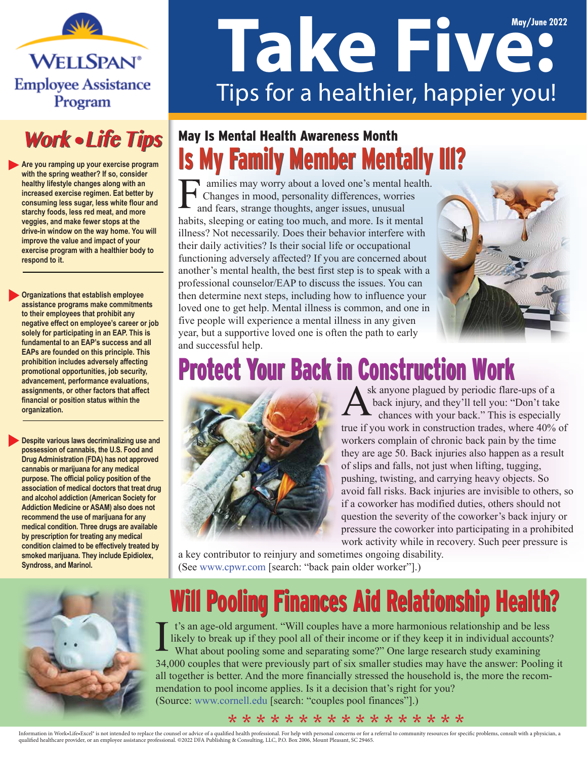WELLSPAN® Employee Assistance Program

# Take Five: Tips for a healthier, happier you!

May/June 2022

## Work • Life Tips

- **Are you ramping up your exercise program with the spring weather? If so, consider healthy lifestyle changes along with an increased exercise regimen. Eat better by consuming less sugar, less white flour and starchy foods, less red meat, and more veggies, and make fewer stops at the drive-in window on the way home. You will improve the value and impact of your exercise program with a healthier body to respond to it.**

- **Organizations that establish employee assistance programs make commitments to their employees that prohibit any negative effect on employee's career or job solely for participating in an EAP. This is fundamental to an EAP's success and all EAPs are founded on this principle. This prohibition includes adversely affecting promotional opportunities, job security, advancement, performance evaluations, assignments, or other factors that affect financial or position status within the organization.**

- **Despite various laws decriminalizing use and possession of cannabis, the U.S. Food and Drug Administration (FDA) has not approved cannabis or marijuana for any medical purpose. The official policy position of the association of medical doctors that treat drug and alcohol addiction (American Society for Addiction Medicine or ASAM) also does not recommend the use of marijuana for any medical condition. Three drugs are available by prescription for treating any medical condition claimed to be effectively treated by smoked marijuana. They include Epidiolex, Syndross, and Marinol.**

### May Is Mental Health Awareness Month

## Is My Family Member Mentally Ill?

Families may worry about a loved one's mental health. Changes in mood, personality differences, worries and fears, strange thoughts, anger issues, unusual habits, sleeping or eating too much, and more. Is it mental illness? Not necessarily. Does their behavior interfere with their daily activities? Is their social life or occupational functioning adversely affected? If you are concerned about another's mental health, the best first step is to speak with a professional counselor/EAP to discuss the issues. You can then determine next steps, including how to influence your loved one to get help. Mental illness is common, and one in five people will experience a mental illness in any given year, but a supportive loved one is often the path to early and successful help.

## Protect Your Back in Construction Work

Ask anyone plagued by periodic flare-ups of a back injury, and they'll tell you: "Don't take chances with your back." This is especially true if you work in construction trades, where 40% of workers complain of chronic back pain by the time they are age 50. Back injuries also happen as a result of slips and falls, not just when lifting, tugging, pushing, twisting, and carrying heavy objects. So avoid fall risks. Back injuries are invisible to others, so if a coworker has modified duties, others should not question the severity of the coworker's back injury or pressure the coworker into participating in a prohibited work activity while in recovery. Such peer pressure is a key contributor to reinjury and sometimes ongoing disability. (See www.cpwr.com [search: "back pain older worker"].)

## Will Pooling Finances Aid Relationship Health?

It's an age-old argument. "Will couples have a more harmonious relationship and be less likely to break up if they pool all of their income or if they keep it in individual accounts? What about pooling some and separating some?" One large research study examining 34,000 couples that were previously part of six smaller studies may have the answer: Pooling it all together is better. And the more financially stressed the household is, the more the recommendation to pool income applies. Is it a decision that's right for you? (Source: www.cornell.edu [search: "couples pool finances"].)

* * * * * * * * * * * * * * * * * *

Information in Work•Life•Excel® is not intended to replace the counsel or advice of a qualified health professional. For help with personal concerns or for a referral to community resources for specific problems, consult with a physician, a qualified healthcare provider, or an employee assistance professional. ©2022 DFA Publishing & Consulting, LLC, P.O. Box 2006, Mount Pleasant, SC 29465.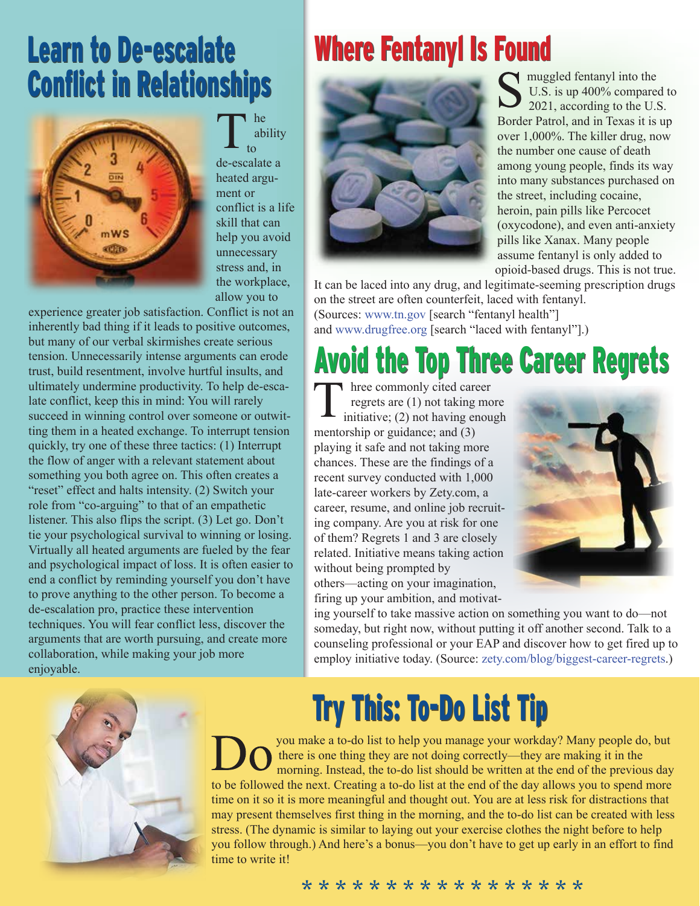## Learn to De-escalate Conflict in Relationships

The ability to de-escalate a heated argument or conflict is a life skill that can help you avoid unnecessary stress and, in the workplace, allow you to experience greater job satisfaction. Conflict is not an inherently bad thing if it leads to positive outcomes, but many of our verbal skirmishes create serious tension. Unnecessarily intense arguments can erode trust, build resentment, involve hurtful insults, and ultimately undermine productivity. To help de-escalate conflict, keep this in mind: You will rarely succeed in winning control over someone or outwitting them in a heated exchange. To interrupt tension quickly, try one of these three tactics: (1) Interrupt the flow of anger with a relevant statement about something you both agree on. This often creates a "reset" effect and halts intensity. (2) Switch your role from "co-arguing" to that of an empathetic listener. This also flips the script. (3) Let go. Don't tie your psychological survival to winning or losing. Virtually all heated arguments are fueled by the fear and psychological impact of loss. It is often easier to end a conflict by reminding yourself you don't have to prove anything to the other person. To become a de-escalation pro, practice these intervention techniques. You will fear conflict less, discover the arguments that are worth pursuing, and create more collaboration, while making your job more enjoyable.

## Where Fentanyl Is Found

Smuggled fentanyl into the U.S. is up 400% compared to 2021, according to the U.S. Border Patrol, and in Texas it is up over 1,000%. The killer drug, now the number one cause of death among young people, finds its way into many substances purchased on the street, including cocaine, heroin, pain pills like Percocet (oxycodone), and even anti-anxiety pills like Xanax. Many people assume fentanyl is only added to opioid-based drugs. This is not true. It can be laced into any drug, and legitimate-seeming prescription drugs on the street are often counterfeit, laced with fentanyl. (Sources: www.tn.gov [search "fentanyl health"] and www.drugfree.org [search "laced with fentanyl"].)

## Avoid the Top Three Career Regrets

Three commonly cited career regrets are (1) not taking more initiative; (2) not having enough mentorship or guidance; and (3) playing it safe and not taking more chances. These are the findings of a recent survey conducted with 1,000 late-career workers by Zety.com, a career, resume, and online job recruiting company. Are you at risk for one of them? Regrets 1 and 3 are closely related. Initiative means taking action without being prompted by others—acting on your imagination, firing up your ambition, and motivating yourself to take massive action on something you want to do—not someday, but right now, without putting it off another second. Talk to a counseling professional or your EAP and discover how to get fired up to employ initiative today. (Source: zety.com/blog/biggest-career-regrets.)

## Try This: To-Do List Tip

Do you make a to-do list to help you manage your workday? Many people do, but there is one thing they are not doing correctly—they are making it in the morning. Instead, the to-do list should be written at the end of the previous day to be followed the next. Creating a to-do list at the end of the day allows you to spend more time on it so it is more meaningful and thought out. You are at less risk for distractions that may present themselves first thing in the morning, and the to-do list can be created with less stress. (The dynamic is similar to laying out your exercise clothes the night before to help you follow through.) And here's a bonus—you don't have to get up early in an effort to find time to write it!

* * * * * * * * * * * * * * * * * *